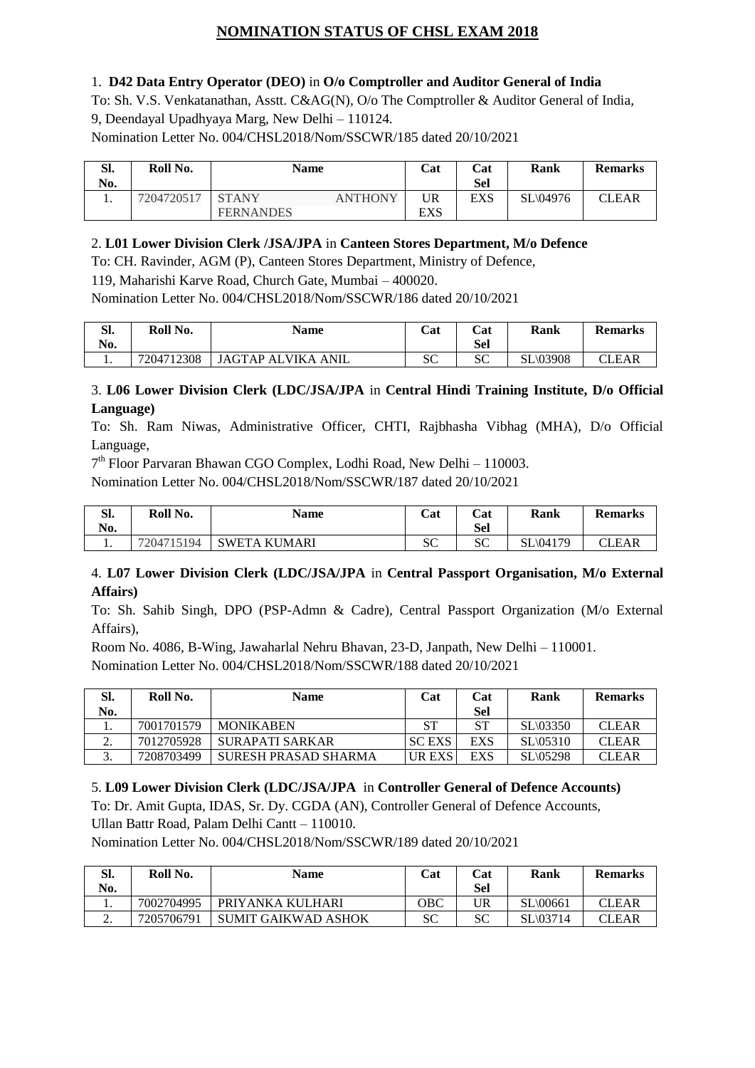# NOMINATION STATUS OF CHSL EXAM 2018

1. **D42 Data Entry Operator (DEO)** in **O/o Comptroller and Auditor General of India**

To: Sh. V.S. Venkatanathan, Asstt. C&AG(N), O/o The Comptroller & Auditor General of India, 9, Deendayal Upadhyaya Marg, New Delhi – 110124.

Nomination Letter No. 004/CHSL2018/Nom/SSCWR/185 dated 20/10/2021

| Sl. No. | Roll No. | Name | Cat | Cat Sel | Rank | Remarks |
|---|---|---|---|---|---|---|
| 1. | 7204720517 | STANY ANTHONY FERNANDES | UR EXS | EXS | SL\04976 | CLEAR |

2. **L01 Lower Division Clerk /JSA/JPA** in **Canteen Stores Department, M/o Defence**

To: CH. Ravinder, AGM (P), Canteen Stores Department, Ministry of Defence, 119, Maharishi Karve Road, Church Gate, Mumbai – 400020.

Nomination Letter No. 004/CHSL2018/Nom/SSCWR/186 dated 20/10/2021

| Sl. No. | Roll No. | Name | Cat | Cat Sel | Rank | Remarks |
|---|---|---|---|---|---|---|
| 1. | 7204712308 | JAGTAP ALVIKA ANIL | SC | SC | SL\03908 | CLEAR |

3. **L06 Lower Division Clerk (LDC/JSA/JPA** in **Central Hindi Training Institute, D/o Official Language)**

To: Sh. Ram Niwas, Administrative Officer, CHTI, Rajbhasha Vibhag (MHA), D/o Official Language, 7th Floor Parvaran Bhawan CGO Complex, Lodhi Road, New Delhi – 110003.

Nomination Letter No. 004/CHSL2018/Nom/SSCWR/187 dated 20/10/2021

| Sl. No. | Roll No. | Name | Cat | Cat Sel | Rank | Remarks |
|---|---|---|---|---|---|---|
| 1. | 7204715194 | SWETA KUMARI | SC | SC | SL\04179 | CLEAR |

4. **L07 Lower Division Clerk (LDC/JSA/JPA** in **Central Passport Organisation, M/o External Affairs)**

To: Sh. Sahib Singh, DPO (PSP-Admn & Cadre), Central Passport Organization (M/o External Affairs), Room No. 4086, B-Wing, Jawaharlal Nehru Bhavan, 23-D, Janpath, New Delhi – 110001.

Nomination Letter No. 004/CHSL2018/Nom/SSCWR/188 dated 20/10/2021

| Sl. No. | Roll No. | Name | Cat | Cat Sel | Rank | Remarks |
|---|---|---|---|---|---|---|
| 1. | 7001701579 | MONIKABEN | ST | ST | SL\03350 | CLEAR |
| 2. | 7012705928 | SURAPATI SARKAR | SC EXS | EXS | SL\05310 | CLEAR |
| 3. | 7208703499 | SURESH PRASAD SHARMA | UR EXS | EXS | SL\05298 | CLEAR |

5. **L09 Lower Division Clerk (LDC/JSA/JPA** in **Controller General of Defence Accounts)**

To: Dr. Amit Gupta, IDAS, Sr. Dy. CGDA (AN), Controller General of Defence Accounts, Ullan Battr Road, Palam Delhi Cantt – 110010.

Nomination Letter No. 004/CHSL2018/Nom/SSCWR/189 dated 20/10/2021

| Sl. No. | Roll No. | Name | Cat | Cat Sel | Rank | Remarks |
|---|---|---|---|---|---|---|
| 1. | 7002704995 | PRIYANKA KULHARI | OBC | UR | SL\00661 | CLEAR |
| 2. | 7205706791 | SUMIT GAIKWAD ASHOK | SC | SC | SL\03714 | CLEAR |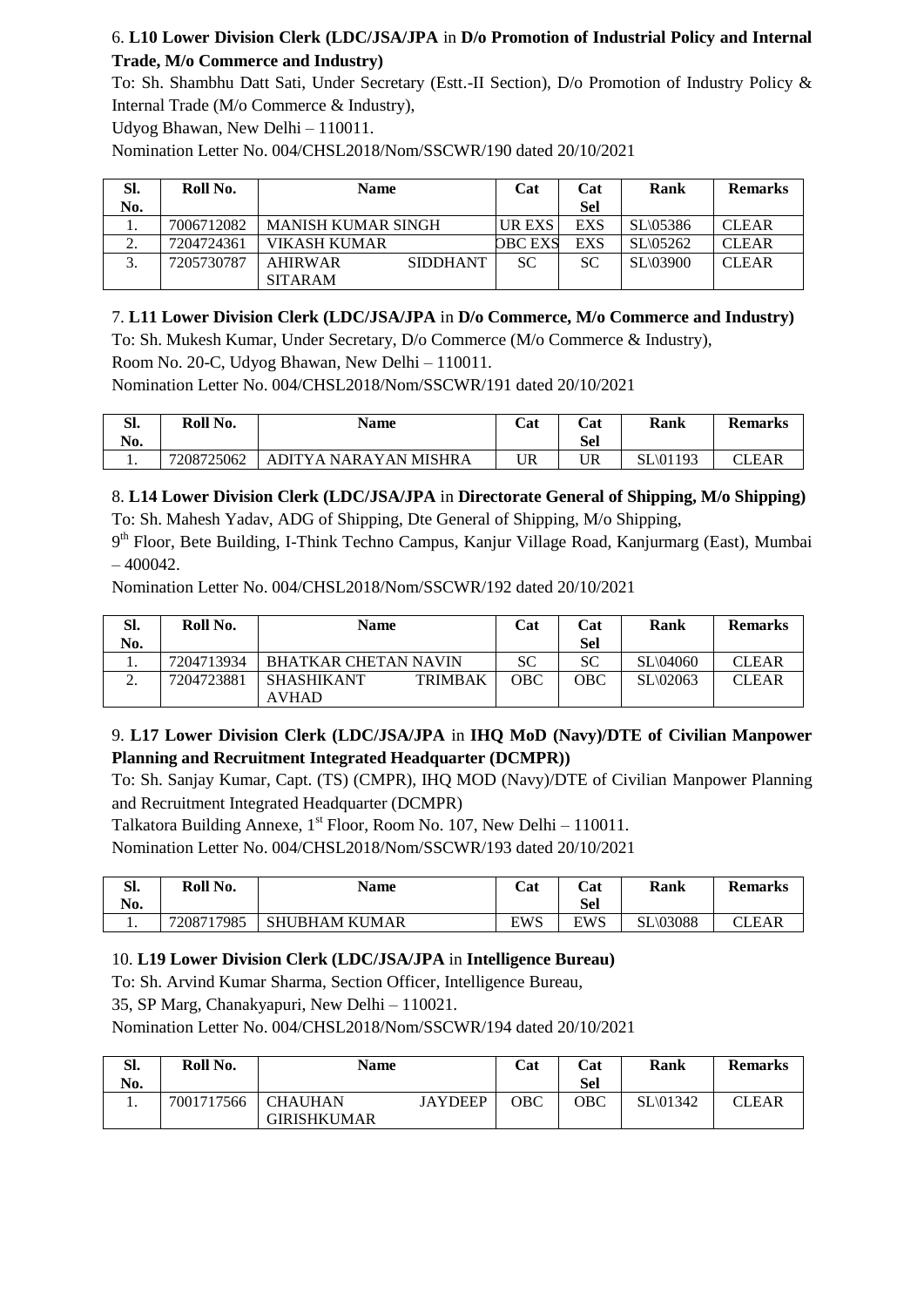6. **L10 Lower Division Clerk (LDC/JSA/JPA** in **D/o Promotion of Industrial Policy and Internal Trade, M/o Commerce and Industry)**

To: Sh. Shambhu Datt Sati, Under Secretary (Estt.-II Section), D/o Promotion of Industry Policy & Internal Trade (M/o Commerce & Industry),

Udyog Bhawan, New Delhi – 110011.

Nomination Letter No. 004/CHSL2018/Nom/SSCWR/190 dated 20/10/2021

| Sl. No. | Roll No. | Name | Cat | Cat Sel | Rank | Remarks |
|---|---|---|---|---|---|---|
| 1. | 7006712082 | MANISH KUMAR SINGH | UR EXS | EXS | SL\05386 | CLEAR |
| 2. | 7204724361 | VIKASH KUMAR | OBC EXS | EXS | SL\05262 | CLEAR |
| 3. | 7205730787 | AHIRWAR SIDDHANT SITARAM | SC | SC | SL\03900 | CLEAR |

7. **L11 Lower Division Clerk (LDC/JSA/JPA** in **D/o Commerce, M/o Commerce and Industry)**

To: Sh. Mukesh Kumar, Under Secretary, D/o Commerce (M/o Commerce & Industry),

Room No. 20-C, Udyog Bhawan, New Delhi – 110011.

Nomination Letter No. 004/CHSL2018/Nom/SSCWR/191 dated 20/10/2021

| Sl. No. | Roll No. | Name | Cat | Cat Sel | Rank | Remarks |
|---|---|---|---|---|---|---|
| 1. | 7208725062 | ADITYA NARAYAN MISHRA | UR | UR | SL\01193 | CLEAR |

8. **L14 Lower Division Clerk (LDC/JSA/JPA** in **Directorate General of Shipping, M/o Shipping)**

To: Sh. Mahesh Yadav, ADG of Shipping, Dte General of Shipping, M/o Shipping,

9th Floor, Bete Building, I-Think Techno Campus, Kanjur Village Road, Kanjurmarg (East), Mumbai – 400042.

Nomination Letter No. 004/CHSL2018/Nom/SSCWR/192 dated 20/10/2021

| Sl. No. | Roll No. | Name | Cat | Cat Sel | Rank | Remarks |
|---|---|---|---|---|---|---|
| 1. | 7204713934 | BHATKAR CHETAN NAVIN | SC | SC | SL\04060 | CLEAR |
| 2. | 7204723881 | SHASHIKANT TRIMBAK AVHAD | OBC | OBC | SL\02063 | CLEAR |

9. **L17 Lower Division Clerk (LDC/JSA/JPA** in **IHQ MoD (Navy)/DTE of Civilian Manpower Planning and Recruitment Integrated Headquarter (DCMPR))**

To: Sh. Sanjay Kumar, Capt. (TS) (CMPR), IHQ MOD (Navy)/DTE of Civilian Manpower Planning and Recruitment Integrated Headquarter (DCMPR)

Talkatora Building Annexe, 1st Floor, Room No. 107, New Delhi – 110011.

Nomination Letter No. 004/CHSL2018/Nom/SSCWR/193 dated 20/10/2021

| Sl. No. | Roll No. | Name | Cat | Cat Sel | Rank | Remarks |
|---|---|---|---|---|---|---|
| 1. | 7208717985 | SHUBHAM KUMAR | EWS | EWS | SL\03088 | CLEAR |

10. **L19 Lower Division Clerk (LDC/JSA/JPA** in **Intelligence Bureau)**

To: Sh. Arvind Kumar Sharma, Section Officer, Intelligence Bureau,

35, SP Marg, Chanakyapuri, New Delhi – 110021.

Nomination Letter No. 004/CHSL2018/Nom/SSCWR/194 dated 20/10/2021

| Sl. No. | Roll No. | Name | Cat | Cat Sel | Rank | Remarks |
|---|---|---|---|---|---|---|
| 1. | 7001717566 | CHAUHAN JAYDEEP GIRISHKUMAR | OBC | OBC | SL\01342 | CLEAR |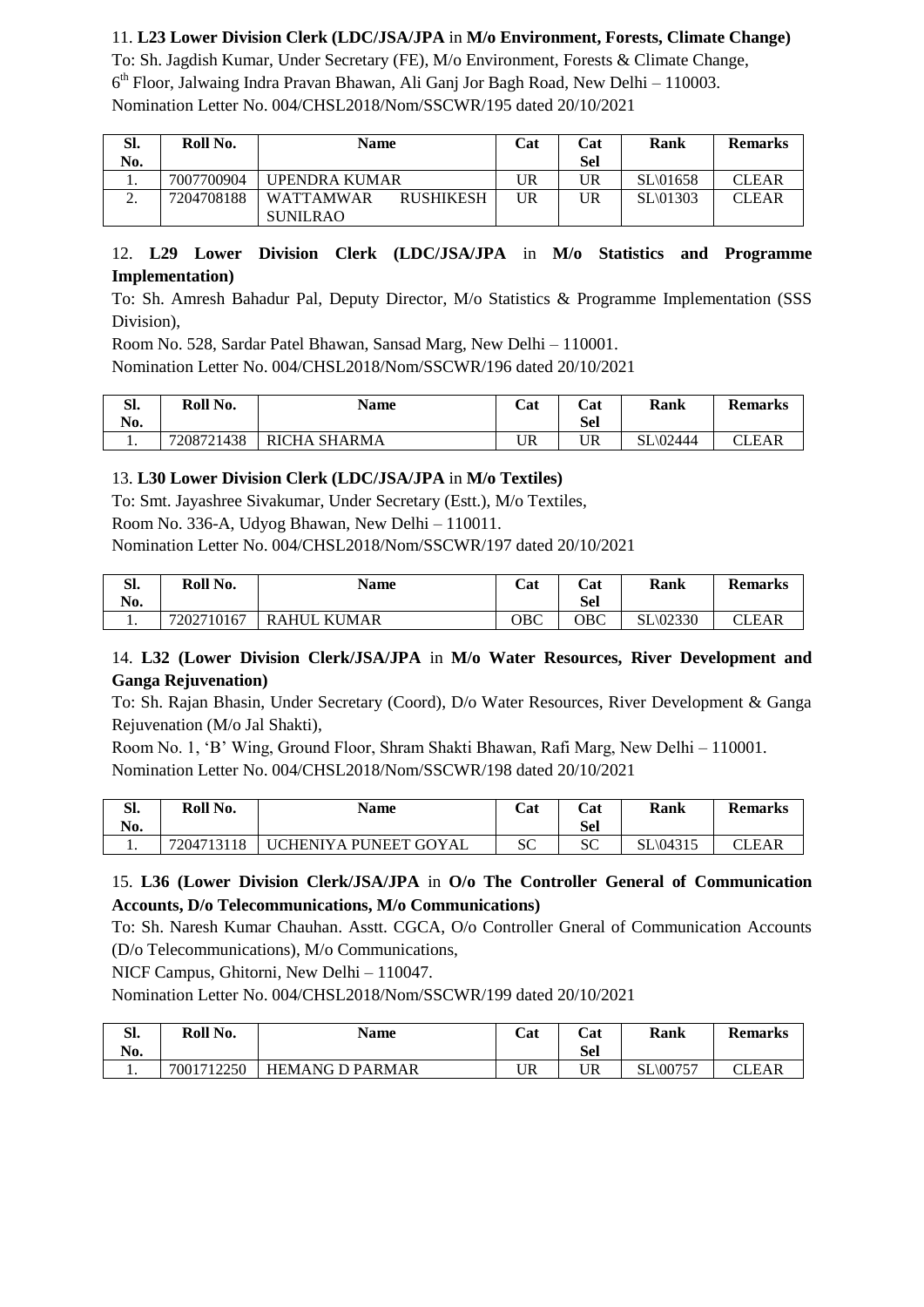11. **L23 Lower Division Clerk (LDC/JSA/JPA** in **M/o Environment, Forests, Climate Change)**
To: Sh. Jagdish Kumar, Under Secretary (FE), M/o Environment, Forests & Climate Change,
6th Floor, Jalwaing Indra Pravan Bhawan, Ali Ganj Jor Bagh Road, New Delhi – 110003.
Nomination Letter No. 004/CHSL2018/Nom/SSCWR/195 dated 20/10/2021

| Sl. No. | Roll No. | Name | Cat | Cat Sel | Rank | Remarks |
|---|---|---|---|---|---|---|
| 1. | 7007700904 | UPENDRA KUMAR | UR | UR | SL\01658 | CLEAR |
| 2. | 7204708188 | WATTAMWAR RUSHIKESH SUNILRAO | UR | UR | SL\01303 | CLEAR |

12. **L29 Lower Division Clerk (LDC/JSA/JPA** in **M/o Statistics and Programme Implementation)**
To: Sh. Amresh Bahadur Pal, Deputy Director, M/o Statistics & Programme Implementation (SSS Division),
Room No. 528, Sardar Patel Bhawan, Sansad Marg, New Delhi – 110001.
Nomination Letter No. 004/CHSL2018/Nom/SSCWR/196 dated 20/10/2021

| Sl. No. | Roll No. | Name | Cat | Cat Sel | Rank | Remarks |
|---|---|---|---|---|---|---|
| 1. | 7208721438 | RICHA SHARMA | UR | UR | SL\02444 | CLEAR |

13. **L30 Lower Division Clerk (LDC/JSA/JPA** in **M/o Textiles)**
To: Smt. Jayashree Sivakumar, Under Secretary (Estt.), M/o Textiles,
Room No. 336-A, Udyog Bhawan, New Delhi – 110011.
Nomination Letter No. 004/CHSL2018/Nom/SSCWR/197 dated 20/10/2021

| Sl. No. | Roll No. | Name | Cat | Cat Sel | Rank | Remarks |
|---|---|---|---|---|---|---|
| 1. | 7202710167 | RAHUL KUMAR | OBC | OBC | SL\02330 | CLEAR |

14. **L32 (Lower Division Clerk/JSA/JPA** in **M/o Water Resources, River Development and Ganga Rejuvenation)**
To: Sh. Rajan Bhasin, Under Secretary (Coord), D/o Water Resources, River Development & Ganga Rejuvenation (M/o Jal Shakti),
Room No. 1, 'B' Wing, Ground Floor, Shram Shakti Bhawan, Rafi Marg, New Delhi – 110001.
Nomination Letter No. 004/CHSL2018/Nom/SSCWR/198 dated 20/10/2021

| Sl. No. | Roll No. | Name | Cat | Cat Sel | Rank | Remarks |
|---|---|---|---|---|---|---|
| 1. | 7204713118 | UCHENIYA PUNEET GOYAL | SC | SC | SL\04315 | CLEAR |

15. **L36 (Lower Division Clerk/JSA/JPA** in **O/o The Controller General of Communication Accounts, D/o Telecommunications, M/o Communications)**
To: Sh. Naresh Kumar Chauhan. Asstt. CGCA, O/o Controller Gneral of Communication Accounts (D/o Telecommunications), M/o Communications,
NICF Campus, Ghitorni, New Delhi – 110047.
Nomination Letter No. 004/CHSL2018/Nom/SSCWR/199 dated 20/10/2021

| Sl. No. | Roll No. | Name | Cat | Cat Sel | Rank | Remarks |
|---|---|---|---|---|---|---|
| 1. | 7001712250 | HEMANG D PARMAR | UR | UR | SL\00757 | CLEAR |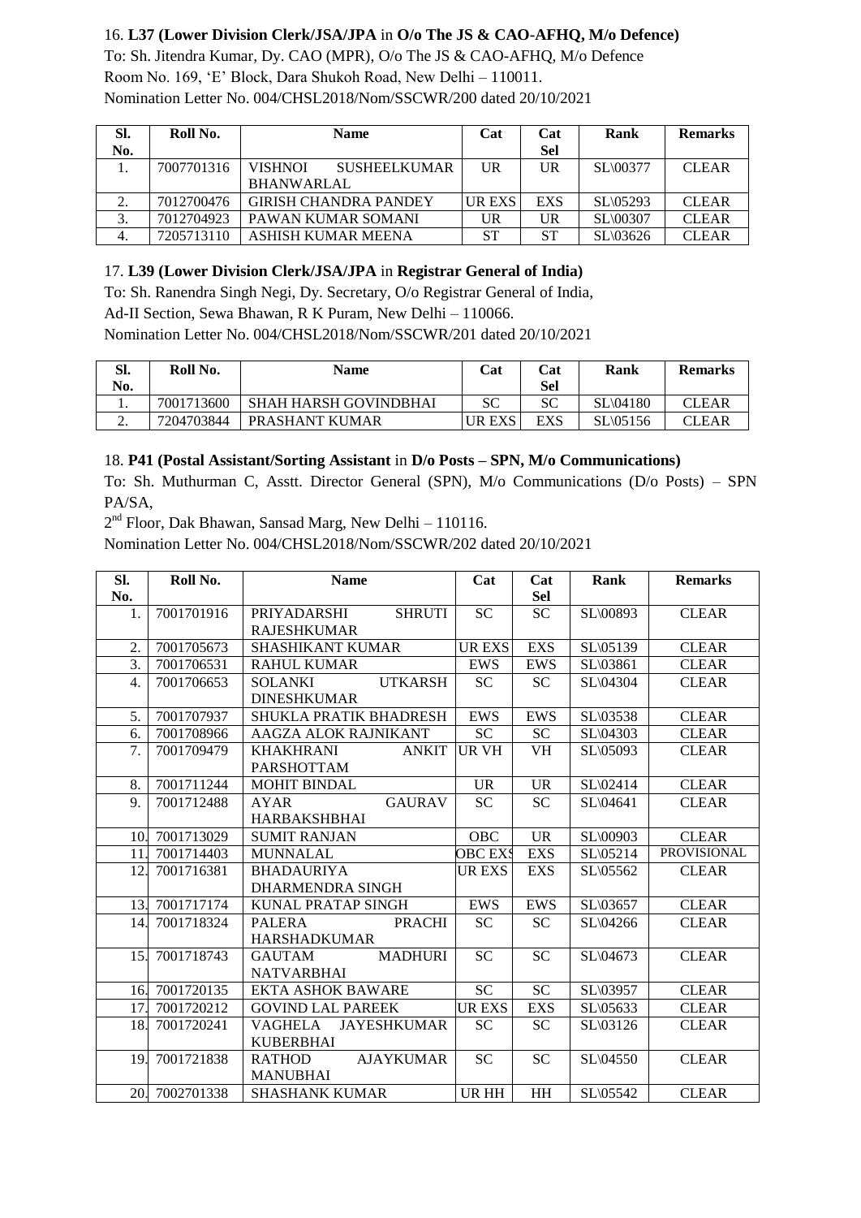16. **L37 (Lower Division Clerk/JSA/JPA** in **O/o The JS & CAO-AFHQ, M/o Defence)**

To: Sh. Jitendra Kumar, Dy. CAO (MPR), O/o The JS & CAO-AFHQ, M/o Defence
Room No. 169, 'E' Block, Dara Shukoh Road, New Delhi – 110011.
Nomination Letter No. 004/CHSL2018/Nom/SSCWR/200 dated 20/10/2021

| Sl. No. | Roll No. | Name | Cat | Cat Sel | Rank | Remarks |
|---|---|---|---|---|---|---|
| 1. | 7007701316 | VISHNOI SUSHEELKUMAR BHANWARLAL | UR | UR | SL\00377 | CLEAR |
| 2. | 7012700476 | GIRISH CHANDRA PANDEY | UR EXS | EXS | SL\05293 | CLEAR |
| 3. | 7012704923 | PAWAN KUMAR SOMANI | UR | UR | SL\00307 | CLEAR |
| 4. | 7205713110 | ASHISH KUMAR MEENA | ST | ST | SL\03626 | CLEAR |

17. **L39 (Lower Division Clerk/JSA/JPA** in **Registrar General of India)**

To: Sh. Ranendra Singh Negi, Dy. Secretary, O/o Registrar General of India,
Ad-II Section, Sewa Bhawan, R K Puram, New Delhi – 110066.
Nomination Letter No. 004/CHSL2018/Nom/SSCWR/201 dated 20/10/2021

| Sl. No. | Roll No. | Name | Cat | Cat Sel | Rank | Remarks |
|---|---|---|---|---|---|---|
| 1. | 7001713600 | SHAH HARSH GOVINDBHAI | SC | SC | SL\04180 | CLEAR |
| 2. | 7204703844 | PRASHANT KUMAR | UR EXS | EXS | SL\05156 | CLEAR |

18. **P41 (Postal Assistant/Sorting Assistant** in **D/o Posts – SPN, M/o Communications)**

To: Sh. Muthurman C, Asstt. Director General (SPN), M/o Communications (D/o Posts) – SPN PA/SA,
2nd Floor, Dak Bhawan, Sansad Marg, New Delhi – 110116.
Nomination Letter No. 004/CHSL2018/Nom/SSCWR/202 dated 20/10/2021

| Sl. No. | Roll No. | Name | Cat | Cat Sel | Rank | Remarks |
|---|---|---|---|---|---|---|
| 1. | 7001701916 | PRIYADARSHI SHRUTI RAJESHKUMAR | SC | SC | SL\00893 | CLEAR |
| 2. | 7001705673 | SHASHIKANT KUMAR | UR EXS | EXS | SL\05139 | CLEAR |
| 3. | 7001706531 | RAHUL KUMAR | EWS | EWS | SL\03861 | CLEAR |
| 4. | 7001706653 | SOLANKI UTKARSH DINESHKUMAR | SC | SC | SL\04304 | CLEAR |
| 5. | 7001707937 | SHUKLA PRATIK BHADRESH | EWS | EWS | SL\03538 | CLEAR |
| 6. | 7001708966 | AAGZA ALOK RAJNIKANT | SC | SC | SL\04303 | CLEAR |
| 7. | 7001709479 | KHAKHRANI ANKIT PARSHOTTAM | UR VH | VH | SL\05093 | CLEAR |
| 8. | 7001711244 | MOHIT BINDAL | UR | UR | SL\02414 | CLEAR |
| 9. | 7001712488 | AYAR GAURAV HARBAKSHBHAI | SC | SC | SL\04641 | CLEAR |
| 10. | 7001713029 | SUMIT RANJAN | OBC | UR | SL\00903 | CLEAR |
| 11. | 7001714403 | MUNNALAL | OBC EXS | EXS | SL\05214 | PROVISIONAL |
| 12. | 7001716381 | BHADAURIYA DHARMENDRA SINGH | UR EXS | EXS | SL\05562 | CLEAR |
| 13. | 7001717174 | KUNAL PRATAP SINGH | EWS | EWS | SL\03657 | CLEAR |
| 14. | 7001718324 | PALERA PRACHI HARSHADKUMAR | SC | SC | SL\04266 | CLEAR |
| 15. | 7001718743 | GAUTAM MADHURI NATVARBHAI | SC | SC | SL\04673 | CLEAR |
| 16. | 7001720135 | EKTA ASHOK BAWARE | SC | SC | SL\03957 | CLEAR |
| 17. | 7001720212 | GOVIND LAL PAREEK | UR EXS | EXS | SL\05633 | CLEAR |
| 18. | 7001720241 | VAGHELA JAYESHKUMAR KUBERBHAI | SC | SC | SL\03126 | CLEAR |
| 19. | 7001721838 | RATHOD AJAYKUMAR MANUBHAI | SC | SC | SL\04550 | CLEAR |
| 20. | 7002701338 | SHASHANK KUMAR | UR HH | HH | SL\05542 | CLEAR |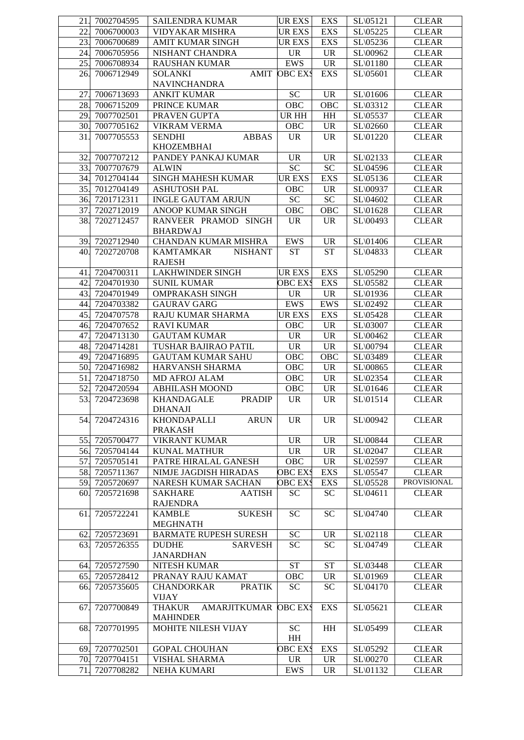| 21. | 7002704595 | SAILENDRA KUMAR | UR EXS | EXS | SL\05121 | CLEAR |
|---|---|---|---|---|---|---|
| 22. | 7006700003 | VIDYAKAR MISHRA | UR EXS | EXS | SL\05225 | CLEAR |
| 23. | 7006700689 | AMIT KUMAR SINGH | UR EXS | EXS | SL\05236 | CLEAR |
| 24. | 7006705956 | NISHANT CHANDRA | UR | UR | SL\00962 | CLEAR |
| 25. | 7006708934 | RAUSHAN KUMAR | EWS | UR | SL\01180 | CLEAR |
| 26. | 7006712949 | SOLANKI AMIT NAVINCHANDRA | OBC EXS | EXS | SL\05601 | CLEAR |
| 27. | 7006713693 | ANKIT KUMAR | SC | UR | SL\01606 | CLEAR |
| 28. | 7006715209 | PRINCE KUMAR | OBC | OBC | SL\03312 | CLEAR |
| 29. | 7007702501 | PRAVEN GUPTA | UR HH | HH | SL\05537 | CLEAR |
| 30. | 7007705162 | VIKRAM VERMA | OBC | UR | SL\02660 | CLEAR |
| 31. | 7007705553 | SENDHI ABBAS KHOZEMBHAI | UR | UR | SL\01220 | CLEAR |
| 32. | 7007707212 | PANDEY PANKAJ KUMAR | UR | UR | SL\02133 | CLEAR |
| 33. | 7007707679 | ALWIN | SC | SC | SL\04596 | CLEAR |
| 34. | 7012704144 | SINGH MAHESH KUMAR | UR EXS | EXS | SL\05136 | CLEAR |
| 35. | 7012704149 | ASHUTOSH PAL | OBC | UR | SL\00937 | CLEAR |
| 36. | 7201712311 | INGLE GAUTAM ARJUN | SC | SC | SL\04602 | CLEAR |
| 37. | 7202712019 | ANOOP KUMAR SINGH | OBC | OBC | SL\01628 | CLEAR |
| 38. | 7202712457 | RANVEER PRAMOD SINGH BHARDWAJ | UR | UR | SL\00493 | CLEAR |
| 39. | 7202712940 | CHANDAN KUMAR MISHRA | EWS | UR | SL\01406 | CLEAR |
| 40. | 7202720708 | KAMTAMKAR NISHANT RAJESH | ST | ST | SL\04833 | CLEAR |
| 41. | 7204700311 | LAKHWINDER SINGH | UR EXS | EXS | SL\05290 | CLEAR |
| 42. | 7204701930 | SUNIL KUMAR | OBC EXS | EXS | SL\05582 | CLEAR |
| 43. | 7204701949 | OMPRAKASH SINGH | UR | UR | SL\01936 | CLEAR |
| 44. | 7204703382 | GAURAV GARG | EWS | EWS | SL\02492 | CLEAR |
| 45. | 7204707578 | RAJU KUMAR SHARMA | UR EXS | EXS | SL\05428 | CLEAR |
| 46. | 7204707652 | RAVI KUMAR | OBC | UR | SL\03007 | CLEAR |
| 47. | 7204713130 | GAUTAM KUMAR | UR | UR | SL\00462 | CLEAR |
| 48. | 7204714281 | TUSHAR BAJIRAO PATIL | UR | UR | SL\00794 | CLEAR |
| 49. | 7204716895 | GAUTAM KUMAR SAHU | OBC | OBC | SL\03489 | CLEAR |
| 50. | 7204716982 | HARVANSH SHARMA | OBC | UR | SL\00865 | CLEAR |
| 51. | 7204718750 | MD AFROJ ALAM | OBC | UR | SL\02354 | CLEAR |
| 52. | 7204720594 | ABHILASH MOOND | OBC | UR | SL\01646 | CLEAR |
| 53. | 7204723698 | KHANDAGALE PRADIP DHANAJI | UR | UR | SL\01514 | CLEAR |
| 54. | 7204724316 | KHONDAPALLI ARUN PRAKASH | UR | UR | SL\00942 | CLEAR |
| 55. | 7205700477 | VIKRANT KUMAR | UR | UR | SL\00844 | CLEAR |
| 56. | 7205704144 | KUNAL MATHUR | UR | UR | SL\02047 | CLEAR |
| 57. | 7205705141 | PATRE HIRALAL GANESH | OBC | UR | SL\02597 | CLEAR |
| 58. | 7205711367 | NIMJE JAGDISH HIRADAS | OBC EXS | EXS | SL\05547 | CLEAR |
| 59. | 7205720697 | NARESH KUMAR SACHAN | OBC EXS | EXS | SL\05528 | PROVISIONAL |
| 60. | 7205721698 | SAKHARE AATISH RAJENDRA | SC | SC | SL\04611 | CLEAR |
| 61. | 7205722241 | KAMBLE SUKESH MEGHNATH | SC | SC | SL\04740 | CLEAR |
| 62. | 7205723691 | BARMATE RUPESH SURESH | SC | UR | SL\02118 | CLEAR |
| 63. | 7205726355 | DUDHE SARVESH JANARDHAN | SC | SC | SL\04749 | CLEAR |
| 64. | 7205727590 | NITESH KUMAR | ST | ST | SL\03448 | CLEAR |
| 65. | 7205728412 | PRANAY RAJU KAMAT | OBC | UR | SL\01969 | CLEAR |
| 66. | 7205735605 | CHANDORKAR PRATIK VIJAY | SC | SC | SL\04170 | CLEAR |
| 67. | 7207700849 | THAKUR AMARJITKUMAR MAHINDER | OBC EXS | EXS | SL\05621 | CLEAR |
| 68. | 7207701995 | MOHITE NILESH VIJAY | SC HH | HH | SL\05499 | CLEAR |
| 69. | 7207702501 | GOPAL CHOUHAN | OBC EXS | EXS | SL\05292 | CLEAR |
| 70. | 7207704151 | VISHAL SHARMA | UR | UR | SL\00270 | CLEAR |
| 71. | 7207708282 | NEHA KUMARI | EWS | UR | SL\01132 | CLEAR |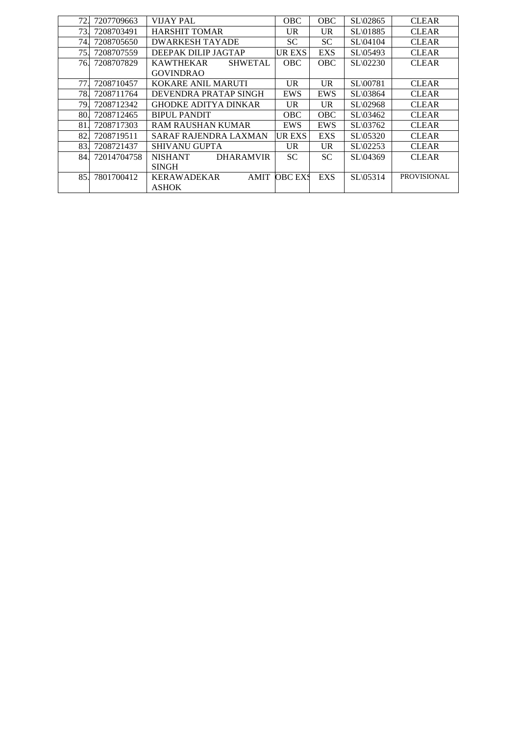| | | | | | | |
|---|---|---|---|---|---|---|
| 72. | 7207709663 | VIJAY PAL | OBC | OBC | SL\02865 | CLEAR |
| 73. | 7208703491 | HARSHIT TOMAR | UR | UR | SL\01885 | CLEAR |
| 74. | 7208705650 | DWARKESH TAYADE | SC | SC | SL\04104 | CLEAR |
| 75. | 7208707559 | DEEPAK DILIP JAGTAP | UR EXS | EXS | SL\05493 | CLEAR |
| 76. | 7208707829 | KAWTHEKAR SHWETAL GOVINDRAO | OBC | OBC | SL\02230 | CLEAR |
| 77. | 7208710457 | KOKARE ANIL MARUTI | UR | UR | SL\00781 | CLEAR |
| 78. | 7208711764 | DEVENDRA PRATAP SINGH | EWS | EWS | SL\03864 | CLEAR |
| 79. | 7208712342 | GHODKE ADITYA DINKAR | UR | UR | SL\02968 | CLEAR |
| 80. | 7208712465 | BIPUL PANDIT | OBC | OBC | SL\03462 | CLEAR |
| 81. | 7208717303 | RAM RAUSHAN KUMAR | EWS | EWS | SL\03762 | CLEAR |
| 82. | 7208719511 | SARAF RAJENDRA LAXMAN | UR EXS | EXS | SL\05320 | CLEAR |
| 83. | 7208721437 | SHIVANU GUPTA | UR | UR | SL\02253 | CLEAR |
| 84. | 72014704758 | NISHANT DHARAMVIR SINGH | SC | SC | SL\04369 | CLEAR |
| 85. | 7801700412 | KERAWADEKAR AMIT ASHOK | OBC EXS | EXS | SL\05314 | PROVISIONAL |